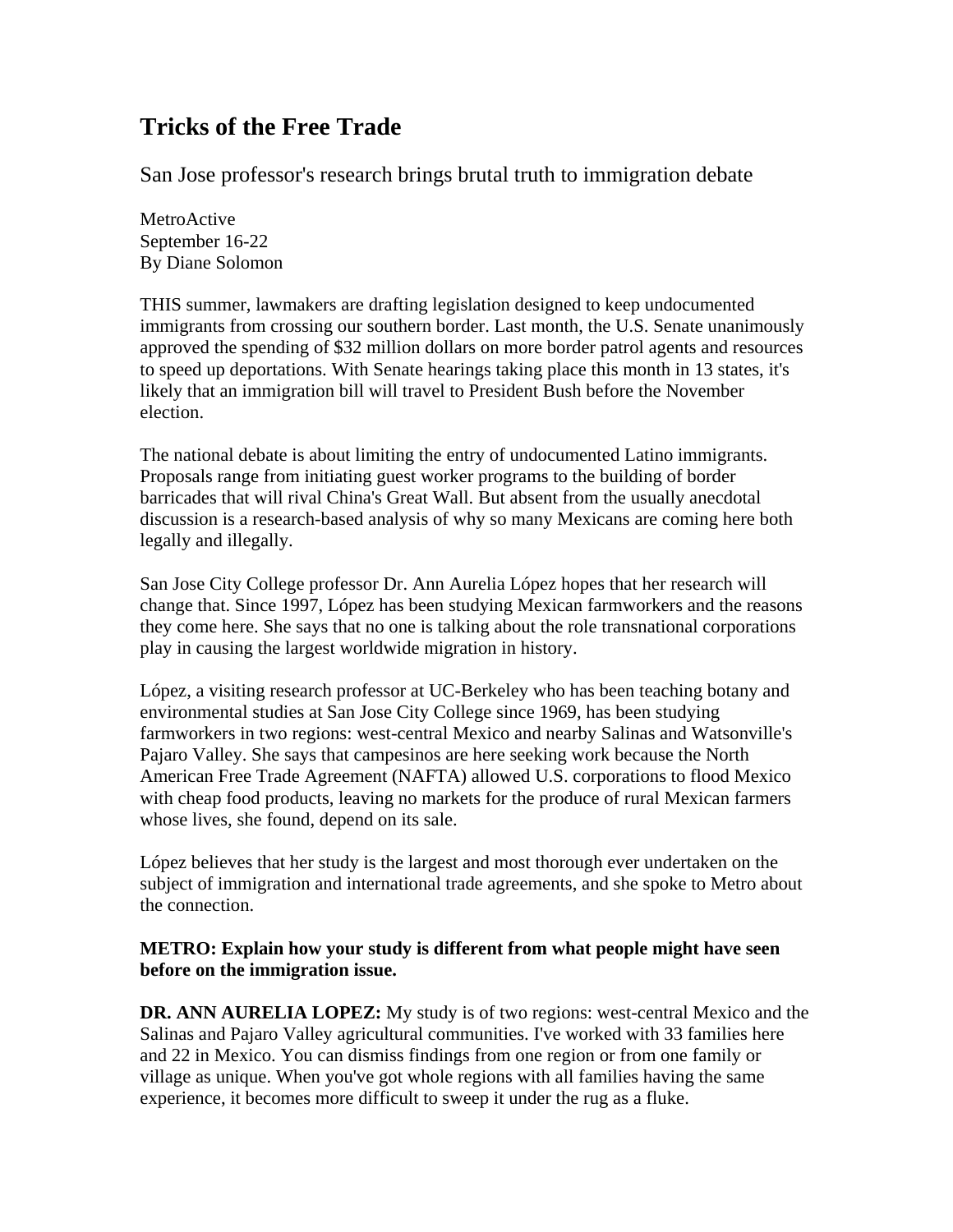# Tricks of the Free Trade

San Jose professor's research brings brutal truth to immigration debate

MetroActive
September 16-22
By Diane Solomon

THIS summer, lawmakers are drafting legislation designed to keep undocumented immigrants from crossing our southern border. Last month, the U.S. Senate unanimously approved the spending of $32 million dollars on more border patrol agents and resources to speed up deportations. With Senate hearings taking place this month in 13 states, it's likely that an immigration bill will travel to President Bush before the November election.

The national debate is about limiting the entry of undocumented Latino immigrants. Proposals range from initiating guest worker programs to the building of border barricades that will rival China's Great Wall. But absent from the usually anecdotal discussion is a research-based analysis of why so many Mexicans are coming here both legally and illegally.

San Jose City College professor Dr. Ann Aurelia López hopes that her research will change that. Since 1997, López has been studying Mexican farmworkers and the reasons they come here. She says that no one is talking about the role transnational corporations play in causing the largest worldwide migration in history.

López, a visiting research professor at UC-Berkeley who has been teaching botany and environmental studies at San Jose City College since 1969, has been studying farmworkers in two regions: west-central Mexico and nearby Salinas and Watsonville's Pajaro Valley. She says that campesinos are here seeking work because the North American Free Trade Agreement (NAFTA) allowed U.S. corporations to flood Mexico with cheap food products, leaving no markets for the produce of rural Mexican farmers whose lives, she found, depend on its sale.

López believes that her study is the largest and most thorough ever undertaken on the subject of immigration and international trade agreements, and she spoke to Metro about the connection.

**METRO: Explain how your study is different from what people might have seen before on the immigration issue.**

**DR. ANN AURELIA LOPEZ:** My study is of two regions: west-central Mexico and the Salinas and Pajaro Valley agricultural communities. I've worked with 33 families here and 22 in Mexico. You can dismiss findings from one region or from one family or village as unique. When you've got whole regions with all families having the same experience, it becomes more difficult to sweep it under the rug as a fluke.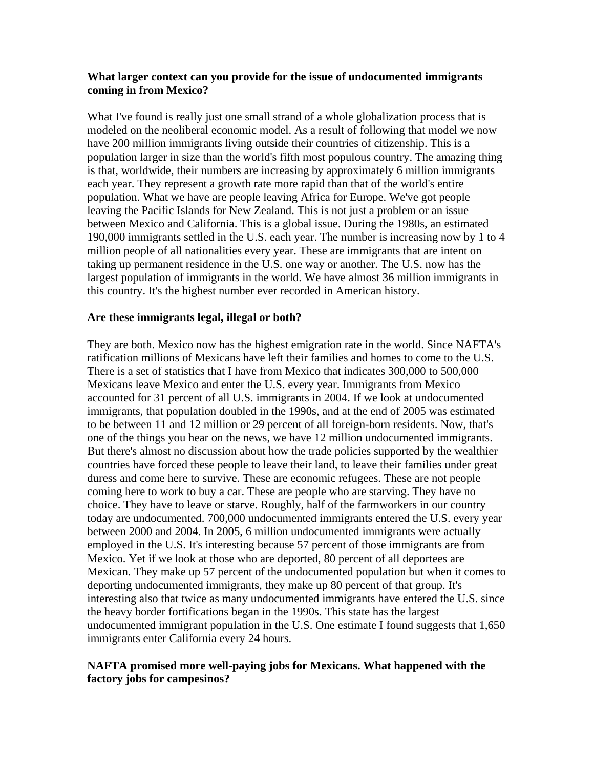**What larger context can you provide for the issue of undocumented immigrants coming in from Mexico?**

What I've found is really just one small strand of a whole globalization process that is modeled on the neoliberal economic model. As a result of following that model we now have 200 million immigrants living outside their countries of citizenship. This is a population larger in size than the world's fifth most populous country. The amazing thing is that, worldwide, their numbers are increasing by approximately 6 million immigrants each year. They represent a growth rate more rapid than that of the world's entire population. What we have are people leaving Africa for Europe. We've got people leaving the Pacific Islands for New Zealand. This is not just a problem or an issue between Mexico and California. This is a global issue. During the 1980s, an estimated 190,000 immigrants settled in the U.S. each year. The number is increasing now by 1 to 4 million people of all nationalities every year. These are immigrants that are intent on taking up permanent residence in the U.S. one way or another. The U.S. now has the largest population of immigrants in the world. We have almost 36 million immigrants in this country. It's the highest number ever recorded in American history.

**Are these immigrants legal, illegal or both?**

They are both. Mexico now has the highest emigration rate in the world. Since NAFTA's ratification millions of Mexicans have left their families and homes to come to the U.S. There is a set of statistics that I have from Mexico that indicates 300,000 to 500,000 Mexicans leave Mexico and enter the U.S. every year. Immigrants from Mexico accounted for 31 percent of all U.S. immigrants in 2004. If we look at undocumented immigrants, that population doubled in the 1990s, and at the end of 2005 was estimated to be between 11 and 12 million or 29 percent of all foreign-born residents. Now, that's one of the things you hear on the news, we have 12 million undocumented immigrants. But there's almost no discussion about how the trade policies supported by the wealthier countries have forced these people to leave their land, to leave their families under great duress and come here to survive. These are economic refugees. These are not people coming here to work to buy a car. These are people who are starving. They have no choice. They have to leave or starve. Roughly, half of the farmworkers in our country today are undocumented. 700,000 undocumented immigrants entered the U.S. every year between 2000 and 2004. In 2005, 6 million undocumented immigrants were actually employed in the U.S. It's interesting because 57 percent of those immigrants are from Mexico. Yet if we look at those who are deported, 80 percent of all deportees are Mexican. They make up 57 percent of the undocumented population but when it comes to deporting undocumented immigrants, they make up 80 percent of that group. It's interesting also that twice as many undocumented immigrants have entered the U.S. since the heavy border fortifications began in the 1990s. This state has the largest undocumented immigrant population in the U.S. One estimate I found suggests that 1,650 immigrants enter California every 24 hours.

**NAFTA promised more well-paying jobs for Mexicans. What happened with the factory jobs for campesinos?**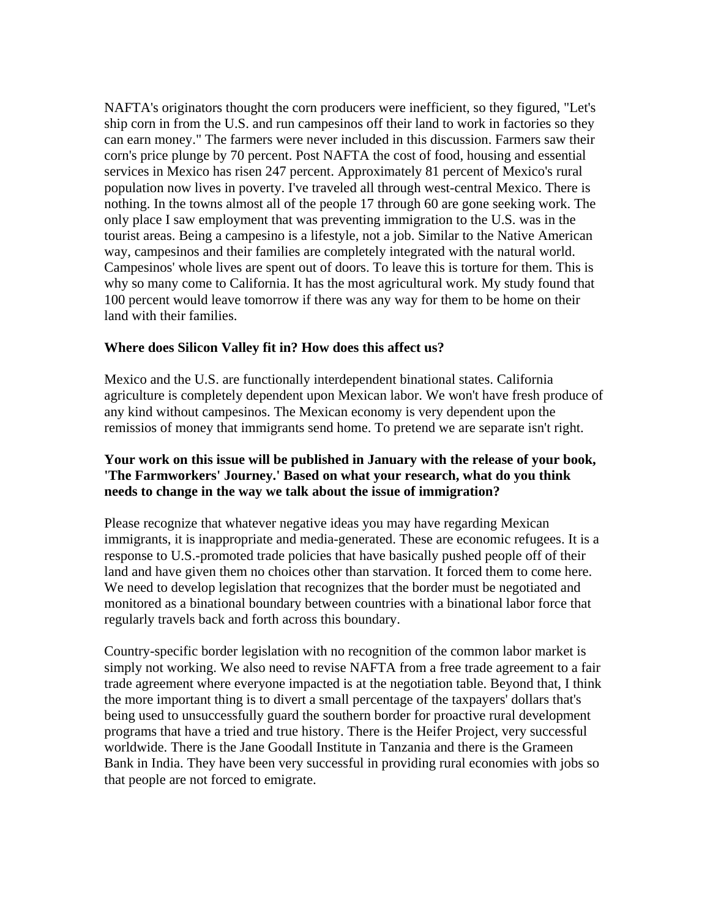NAFTA's originators thought the corn producers were inefficient, so they figured, "Let's ship corn in from the U.S. and run campesinos off their land to work in factories so they can earn money." The farmers were never included in this discussion. Farmers saw their corn's price plunge by 70 percent. Post NAFTA the cost of food, housing and essential services in Mexico has risen 247 percent. Approximately 81 percent of Mexico's rural population now lives in poverty. I've traveled all through west-central Mexico. There is nothing. In the towns almost all of the people 17 through 60 are gone seeking work. The only place I saw employment that was preventing immigration to the U.S. was in the tourist areas. Being a campesino is a lifestyle, not a job. Similar to the Native American way, campesinos and their families are completely integrated with the natural world. Campesinos' whole lives are spent out of doors. To leave this is torture for them. This is why so many come to California. It has the most agricultural work. My study found that 100 percent would leave tomorrow if there was any way for them to be home on their land with their families.

**Where does Silicon Valley fit in? How does this affect us?**

Mexico and the U.S. are functionally interdependent binational states. California agriculture is completely dependent upon Mexican labor. We won't have fresh produce of any kind without campesinos. The Mexican economy is very dependent upon the remissios of money that immigrants send home. To pretend we are separate isn't right.

**Your work on this issue will be published in January with the release of your book, 'The Farmworkers' Journey.' Based on what your research, what do you think needs to change in the way we talk about the issue of immigration?**

Please recognize that whatever negative ideas you may have regarding Mexican immigrants, it is inappropriate and media-generated. These are economic refugees. It is a response to U.S.-promoted trade policies that have basically pushed people off of their land and have given them no choices other than starvation. It forced them to come here. We need to develop legislation that recognizes that the border must be negotiated and monitored as a binational boundary between countries with a binational labor force that regularly travels back and forth across this boundary.

Country-specific border legislation with no recognition of the common labor market is simply not working. We also need to revise NAFTA from a free trade agreement to a fair trade agreement where everyone impacted is at the negotiation table. Beyond that, I think the more important thing is to divert a small percentage of the taxpayers' dollars that's being used to unsuccessfully guard the southern border for proactive rural development programs that have a tried and true history. There is the Heifer Project, very successful worldwide. There is the Jane Goodall Institute in Tanzania and there is the Grameen Bank in India. They have been very successful in providing rural economies with jobs so that people are not forced to emigrate.